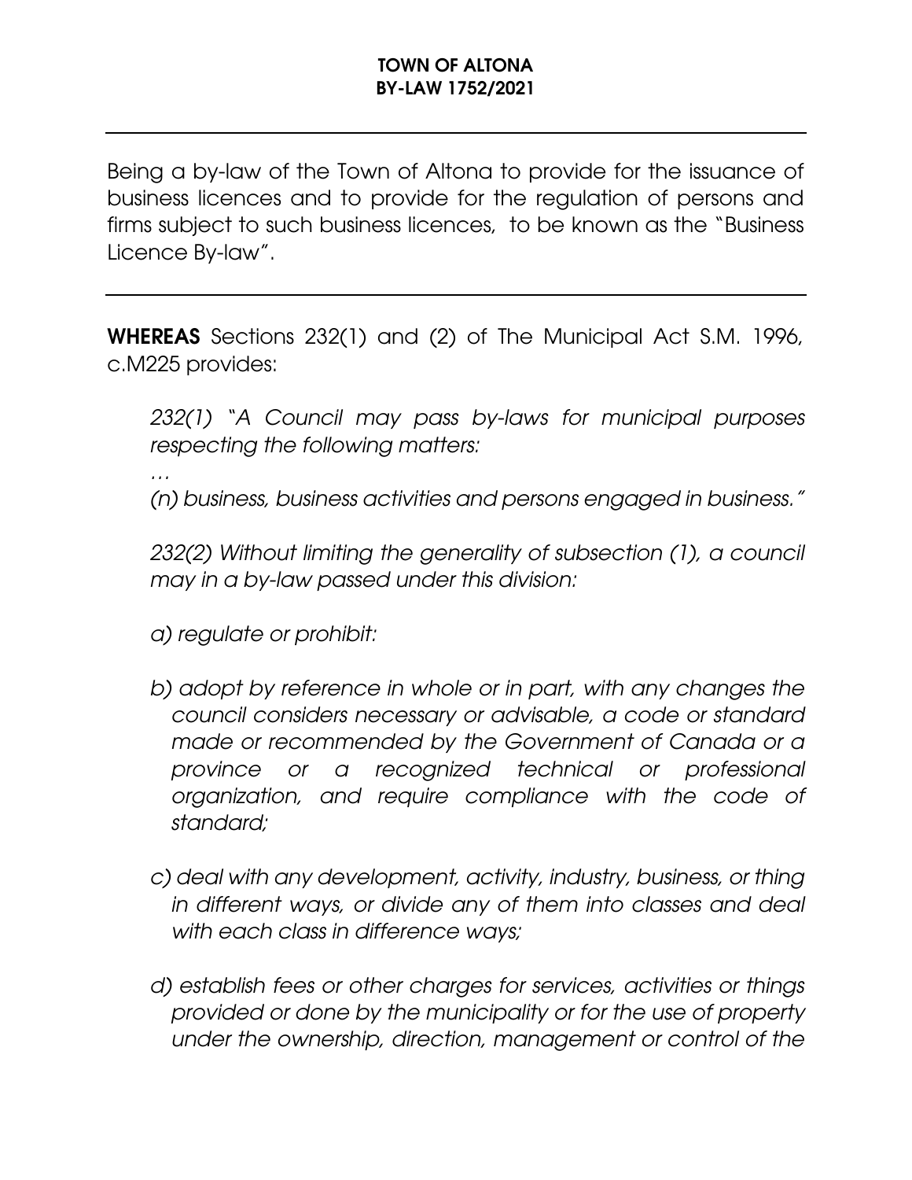**TOWN OF ALTONA**
**BY-LAW 1752/2021**

---

Being a by-law of the Town of Altona to provide for the issuance of business licences and to provide for the regulation of persons and firms subject to such business licences, to be known as the "Business Licence By-law".

---

**WHEREAS** Sections 232(1) and (2) of The Municipal Act S.M. 1996, c.M225 provides:

*232(1) "A Council may pass by-laws for municipal purposes respecting the following matters:*

*…*

*(n) business, business activities and persons engaged in business."*

*232(2) Without limiting the generality of subsection (1), a council may in a by-law passed under this division:*

*a) regulate or prohibit:*

*b) adopt by reference in whole or in part, with any changes the council considers necessary or advisable, a code or standard made or recommended by the Government of Canada or a province or a recognized technical or professional organization, and require compliance with the code of standard;*

*c) deal with any development, activity, industry, business, or thing in different ways, or divide any of them into classes and deal with each class in difference ways;*

*d) establish fees or other charges for services, activities or things provided or done by the municipality or for the use of property under the ownership, direction, management or control of the*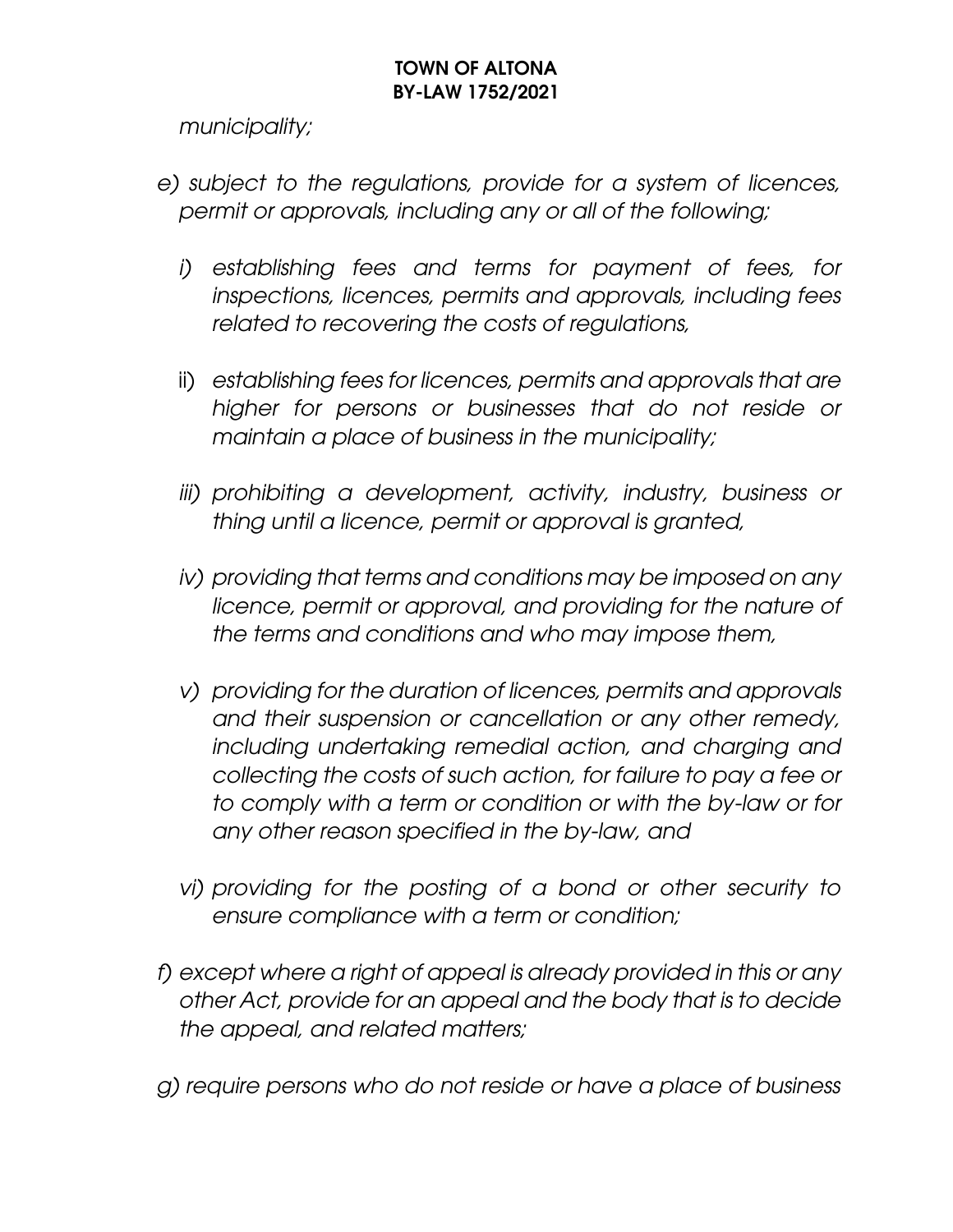*municipality;*

*e) subject to the regulations, provide for a system of licences, permit or approvals, including any or all of the following;*

*i) establishing fees and terms for payment of fees, for inspections, licences, permits and approvals, including fees related to recovering the costs of regulations,*

ii) *establishing fees for licences, permits and approvals that are higher for persons or businesses that do not reside or maintain a place of business in the municipality;*

*iii) prohibiting a development, activity, industry, business or thing until a licence, permit or approval is granted,*

*iv) providing that terms and conditions may be imposed on any licence, permit or approval, and providing for the nature of the terms and conditions and who may impose them,*

*v) providing for the duration of licences, permits and approvals and their suspension or cancellation or any other remedy, including undertaking remedial action, and charging and collecting the costs of such action, for failure to pay a fee or to comply with a term or condition or with the by-law or for any other reason specified in the by-law, and*

*vi) providing for the posting of a bond or other security to ensure compliance with a term or condition;*

*f) except where a right of appeal is already provided in this or any other Act, provide for an appeal and the body that is to decide the appeal, and related matters;*

*g) require persons who do not reside or have a place of business*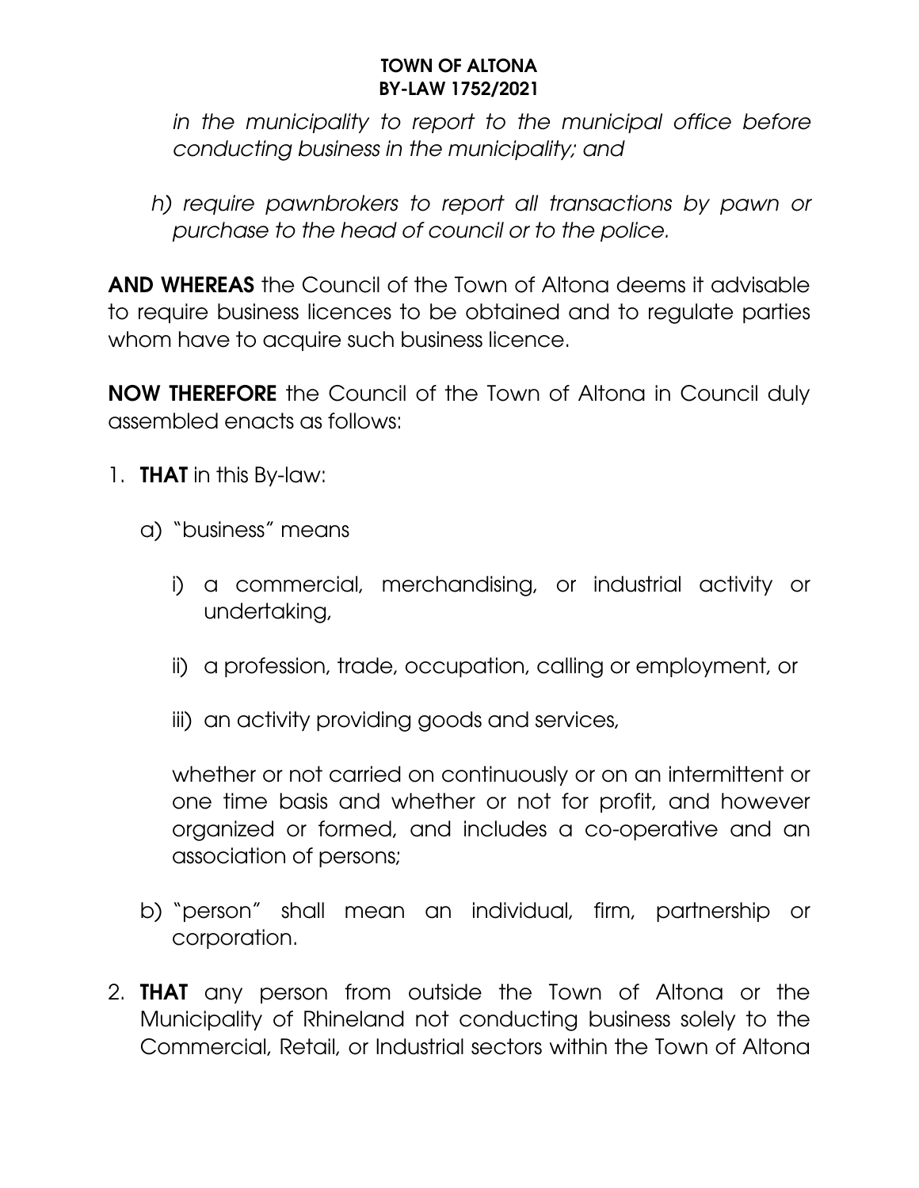*in the municipality to report to the municipal office before conducting business in the municipality; and*

*h) require pawnbrokers to report all transactions by pawn or purchase to the head of council or to the police.*

**AND WHEREAS** the Council of the Town of Altona deems it advisable to require business licences to be obtained and to regulate parties whom have to acquire such business licence.

**NOW THEREFORE** the Council of the Town of Altona in Council duly assembled enacts as follows:

1. **THAT** in this By-law:

   a) "business" means

      i) a commercial, merchandising, or industrial activity or undertaking,

      ii) a profession, trade, occupation, calling or employment, or

      iii) an activity providing goods and services,

      whether or not carried on continuously or on an intermittent or one time basis and whether or not for profit, and however organized or formed, and includes a co-operative and an association of persons;

   b) "person" shall mean an individual, firm, partnership or corporation.

2. **THAT** any person from outside the Town of Altona or the Municipality of Rhineland not conducting business solely to the Commercial, Retail, or Industrial sectors within the Town of Altona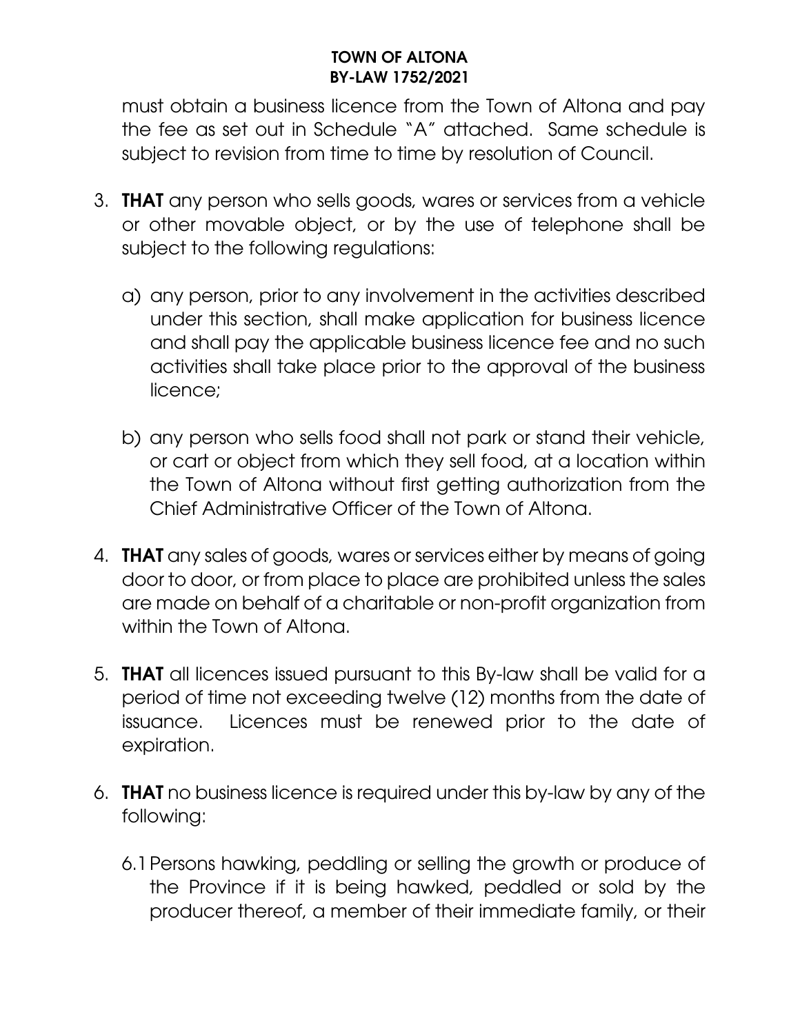must obtain a business licence from the Town of Altona and pay the fee as set out in Schedule "A" attached. Same schedule is subject to revision from time to time by resolution of Council.

3. **THAT** any person who sells goods, wares or services from a vehicle or other movable object, or by the use of telephone shall be subject to the following regulations:

   a) any person, prior to any involvement in the activities described under this section, shall make application for business licence and shall pay the applicable business licence fee and no such activities shall take place prior to the approval of the business licence;

   b) any person who sells food shall not park or stand their vehicle, or cart or object from which they sell food, at a location within the Town of Altona without first getting authorization from the Chief Administrative Officer of the Town of Altona.

4. **THAT** any sales of goods, wares or services either by means of going door to door, or from place to place are prohibited unless the sales are made on behalf of a charitable or non-profit organization from within the Town of Altona.

5. **THAT** all licences issued pursuant to this By-law shall be valid for a period of time not exceeding twelve (12) months from the date of issuance. Licences must be renewed prior to the date of expiration.

6. **THAT** no business licence is required under this by-law by any of the following:

   6.1 Persons hawking, peddling or selling the growth or produce of the Province if it is being hawked, peddled or sold by the producer thereof, a member of their immediate family, or their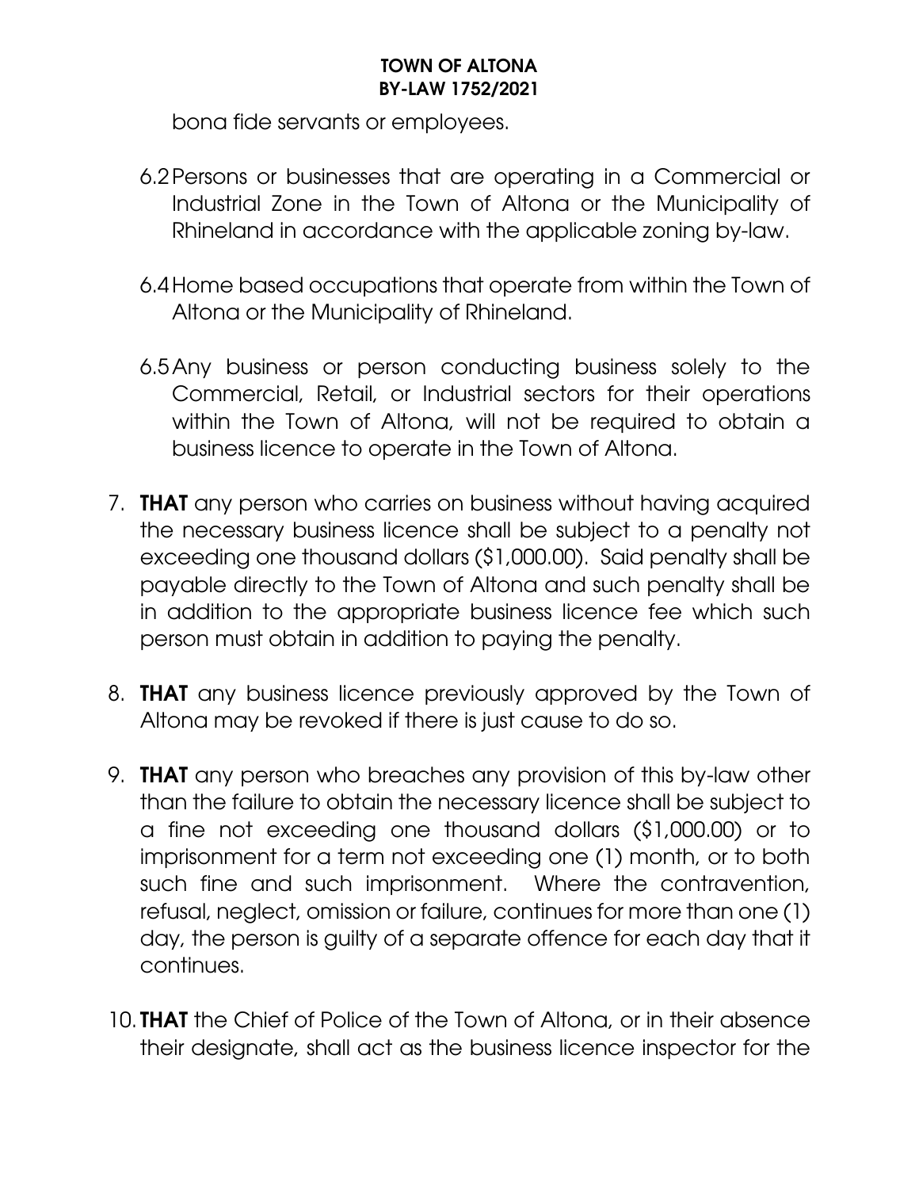bona fide servants or employees.

6.2 Persons or businesses that are operating in a Commercial or Industrial Zone in the Town of Altona or the Municipality of Rhineland in accordance with the applicable zoning by-law.

6.4 Home based occupations that operate from within the Town of Altona or the Municipality of Rhineland.

6.5 Any business or person conducting business solely to the Commercial, Retail, or Industrial sectors for their operations within the Town of Altona, will not be required to obtain a business licence to operate in the Town of Altona.

7. **THAT** any person who carries on business without having acquired the necessary business licence shall be subject to a penalty not exceeding one thousand dollars ($1,000.00). Said penalty shall be payable directly to the Town of Altona and such penalty shall be in addition to the appropriate business licence fee which such person must obtain in addition to paying the penalty.

8. **THAT** any business licence previously approved by the Town of Altona may be revoked if there is just cause to do so.

9. **THAT** any person who breaches any provision of this by-law other than the failure to obtain the necessary licence shall be subject to a fine not exceeding one thousand dollars ($1,000.00) or to imprisonment for a term not exceeding one (1) month, or to both such fine and such imprisonment. Where the contravention, refusal, neglect, omission or failure, continues for more than one (1) day, the person is guilty of a separate offence for each day that it continues.

10. **THAT** the Chief of Police of the Town of Altona, or in their absence their designate, shall act as the business licence inspector for the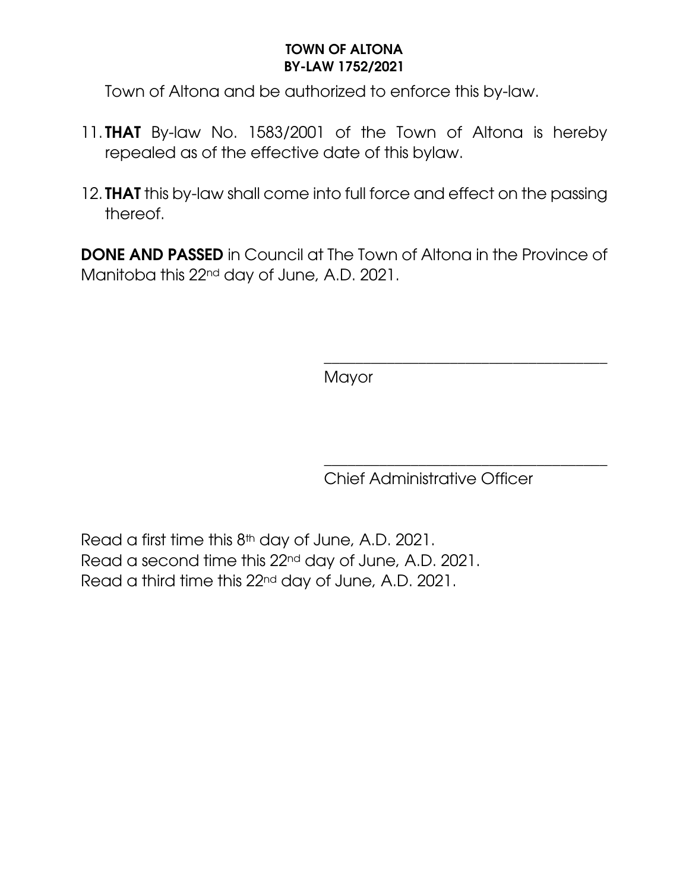Town of Altona and be authorized to enforce this by-law.

11. **THAT** By-law No. 1583/2001 of the Town of Altona is hereby repealed as of the effective date of this bylaw.

12. **THAT** this by-law shall come into full force and effect on the passing thereof.

**DONE AND PASSED** in Council at The Town of Altona in the Province of Manitoba this 22nd day of June, A.D. 2021.

\_\_\_\_\_\_\_\_\_\_\_\_\_\_\_\_\_\_\_\_\_\_\_\_\_\_\_\_\_\_\_\_\_\_\_\_

Mayor

\_\_\_\_\_\_\_\_\_\_\_\_\_\_\_\_\_\_\_\_\_\_\_\_\_\_\_\_\_\_\_\_\_\_\_\_

Chief Administrative Officer

Read a first time this 8th day of June, A.D. 2021.
Read a second time this 22nd day of June, A.D. 2021.
Read a third time this 22nd day of June, A.D. 2021.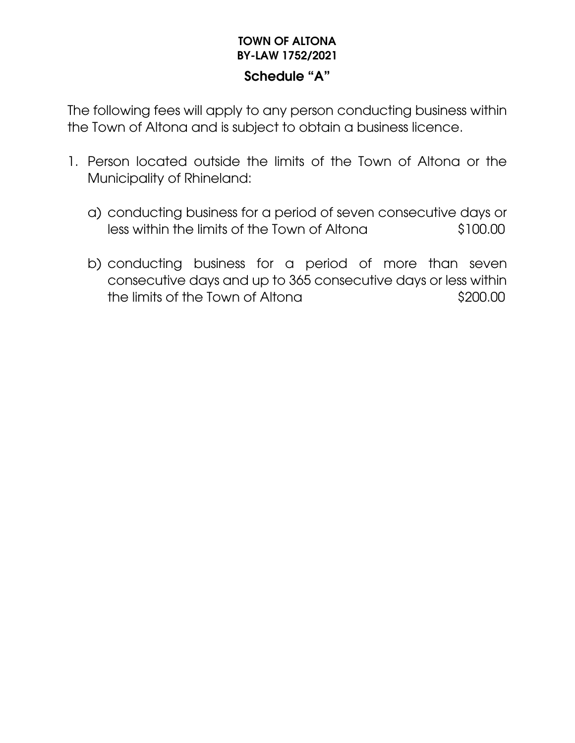**TOWN OF ALTONA**
**BY-LAW 1752/2021**

## Schedule "A"

The following fees will apply to any person conducting business within the Town of Altona and is subject to obtain a business licence.

1. Person located outside the limits of the Town of Altona or the Municipality of Rhineland:

   a) conducting business for a period of seven consecutive days or less within the limits of the Town of Altona $100.00

   b) conducting business for a period of more than seven consecutive days and up to 365 consecutive days or less within the limits of the Town of Altona $200.00